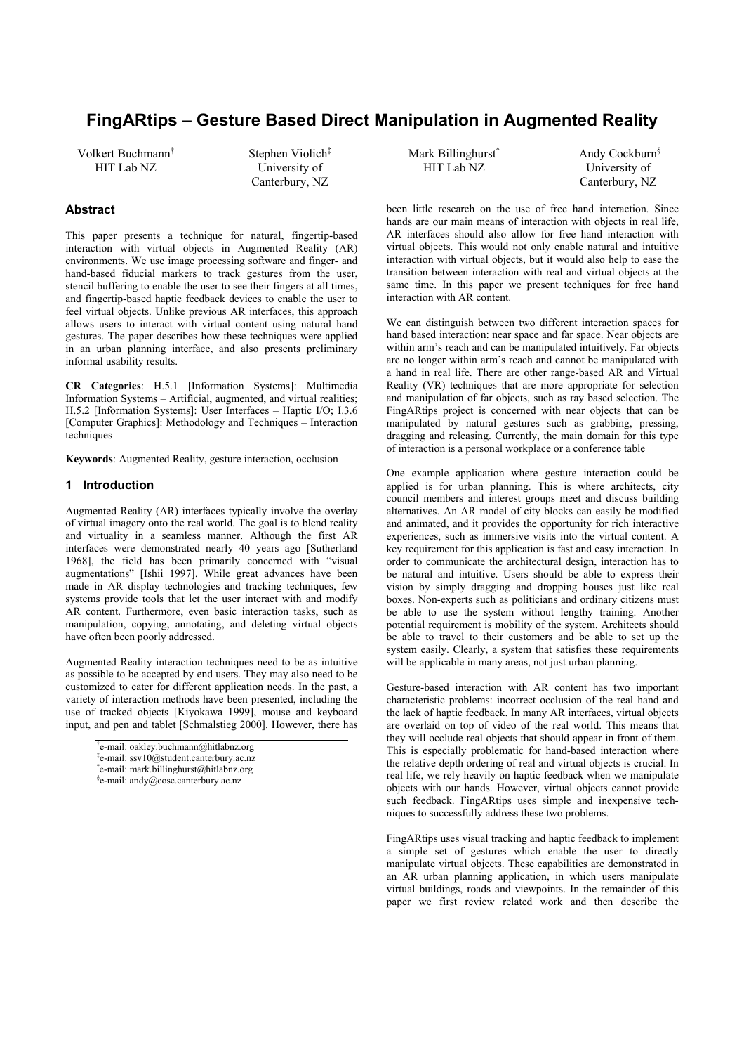# FingARtips – Gesture Based Direct Manipulation in Augmented Reality

Volkert Buchmann[†]
HIT Lab NZ

Stephen Violich[‡]
University of Canterbury, NZ

Mark Billinghurst[*]
HIT Lab NZ

Andy Cockburn[§]
University of Canterbury, NZ

## Abstract

This paper presents a technique for natural, fingertip-based interaction with virtual objects in Augmented Reality (AR) environments. We use image processing software and finger- and hand-based fiducial markers to track gestures from the user, stencil buffering to enable the user to see their fingers at all times, and fingertip-based haptic feedback devices to enable the user to feel virtual objects. Unlike previous AR interfaces, this approach allows users to interact with virtual content using natural hand gestures. The paper describes how these techniques were applied in an urban planning interface, and also presents preliminary informal usability results.

**CR Categories**: H.5.1 [Information Systems]: Multimedia Information Systems – Artificial, augmented, and virtual realities; H.5.2 [Information Systems]: User Interfaces – Haptic I/O; I.3.6 [Computer Graphics]: Methodology and Techniques – Interaction techniques

**Keywords**: Augmented Reality, gesture interaction, occlusion

## 1 Introduction

Augmented Reality (AR) interfaces typically involve the overlay of virtual imagery onto the real world. The goal is to blend reality and virtuality in a seamless manner. Although the first AR interfaces were demonstrated nearly 40 years ago [Sutherland 1968], the field has been primarily concerned with "visual augmentations" [Ishii 1997]. While great advances have been made in AR display technologies and tracking techniques, few systems provide tools that let the user interact with and modify AR content. Furthermore, even basic interaction tasks, such as manipulation, copying, annotating, and deleting virtual objects have often been poorly addressed.

Augmented Reality interaction techniques need to be as intuitive as possible to be accepted by end users. They may also need to be customized to cater for different application needs. In the past, a variety of interaction methods have been presented, including the use of tracked objects [Kiyokawa 1999], mouse and keyboard input, and pen and tablet [Schmalstieg 2000]. However, there has been little research on the use of free hand interaction. Since hands are our main means of interaction with objects in real life, AR interfaces should also allow for free hand interaction with virtual objects. This would not only enable natural and intuitive interaction with virtual objects, but it would also help to ease the transition between interaction with real and virtual objects at the same time. In this paper we present techniques for free hand interaction with AR content.

We can distinguish between two different interaction spaces for hand based interaction: near space and far space. Near objects are within arm's reach and can be manipulated intuitively. Far objects are no longer within arm's reach and cannot be manipulated with a hand in real life. There are other range-based AR and Virtual Reality (VR) techniques that are more appropriate for selection and manipulation of far objects, such as ray based selection. The FingARtips project is concerned with near objects that can be manipulated by natural gestures such as grabbing, pressing, dragging and releasing. Currently, the main domain for this type of interaction is a personal workplace or a conference table

One example application where gesture interaction could be applied is for urban planning. This is where architects, city council members and interest groups meet and discuss building alternatives. An AR model of city blocks can easily be modified and animated, and it provides the opportunity for rich interactive experiences, such as immersive visits into the virtual content. A key requirement for this application is fast and easy interaction. In order to communicate the architectural design, interaction has to be natural and intuitive. Users should be able to express their vision by simply dragging and dropping houses just like real boxes. Non-experts such as politicians and ordinary citizens must be able to use the system without lengthy training. Another potential requirement is mobility of the system. Architects should be able to travel to their customers and be able to set up the system easily. Clearly, a system that satisfies these requirements will be applicable in many areas, not just urban planning.

Gesture-based interaction with AR content has two important characteristic problems: incorrect occlusion of the real hand and the lack of haptic feedback. In many AR interfaces, virtual objects are overlaid on top of video of the real world. This means that they will occlude real objects that should appear in front of them. This is especially problematic for hand-based interaction where the relative depth ordering of real and virtual objects is crucial. In real life, we rely heavily on haptic feedback when we manipulate objects with our hands. However, virtual objects cannot provide such feedback. FingARtips uses simple and inexpensive techniques to successfully address these two problems.

FingARtips uses visual tracking and haptic feedback to implement a simple set of gestures which enable the user to directly manipulate virtual objects. These capabilities are demonstrated in an AR urban planning application, in which users manipulate virtual buildings, roads and viewpoints. In the remainder of this paper we first review related work and then describe the

[†]e-mail: oakley.buchmann@hitlabnz.org
[‡]e-mail: ssv10@student.canterbury.ac.nz
[*]e-mail: mark.billinghurst@hitlabnz.org
[§]e-mail: andy@cosc.canterbury.ac.nz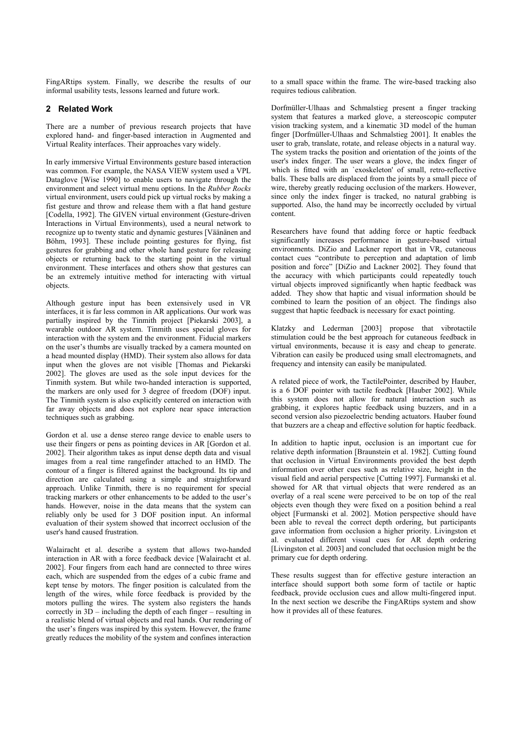FingARtips system. Finally, we describe the results of our informal usability tests, lessons learned and future work.

## 2 Related Work

There are a number of previous research projects that have explored hand- and finger-based interaction in Augmented and Virtual Reality interfaces. Their approaches vary widely.

In early immersive Virtual Environments gesture based interaction was common. For example, the NASA VIEW system used a VPL Dataglove [Wise 1990] to enable users to navigate through the environment and select virtual menu options. In the *Rubber Rocks* virtual environment, users could pick up virtual rocks by making a fist gesture and throw and release them with a flat hand gesture [Codella, 1992]. The GIVEN virtual environment (Gesture-driven Interactions in Virtual Environments), used a neural network to recognize up to twenty static and dynamic gestures [Väänänen and Böhm, 1993]. These include pointing gestures for flying, fist gestures for grabbing and other whole hand gesture for releasing objects or returning back to the starting point in the virtual environment. These interfaces and others show that gestures can be an extremely intuitive method for interacting with virtual objects.

Although gesture input has been extensively used in VR interfaces, it is far less common in AR applications. Our work was partially inspired by the Tinmith project [Piekarski 2003], a wearable outdoor AR system. Tinmith uses special gloves for interaction with the system and the environment. Fiducial markers on the user's thumbs are visually tracked by a camera mounted on a head mounted display (HMD). Their system also allows for data input when the gloves are not visible [Thomas and Piekarski 2002]. The gloves are used as the sole input devices for the Tinmith system. But while two-handed interaction is supported, the markers are only used for 3 degree of freedom (DOF) input. The Tinmith system is also explicitly centered on interaction with far away objects and does not explore near space interaction techniques such as grabbing.

Gordon et al. use a dense stereo range device to enable users to use their fingers or pens as pointing devices in AR [Gordon et al. 2002]. Their algorithm takes as input dense depth data and visual images from a real time rangefinder attached to an HMD. The contour of a finger is filtered against the background. Its tip and direction are calculated using a simple and straightforward approach. Unlike Tinmith, there is no requirement for special tracking markers or other enhancements to be added to the user's hands. However, noise in the data means that the system can reliably only be used for 3 DOF position input. An informal evaluation of their system showed that incorrect occlusion of the user's hand caused frustration.

Walairacht et al. describe a system that allows two-handed interaction in AR with a force feedback device [Walairacht et al. 2002]. Four fingers from each hand are connected to three wires each, which are suspended from the edges of a cubic frame and kept tense by motors. The finger position is calculated from the length of the wires, while force feedback is provided by the motors pulling the wires. The system also registers the hands correctly in 3D – including the depth of each finger – resulting in a realistic blend of virtual objects and real hands. Our rendering of the user's fingers was inspired by this system. However, the frame greatly reduces the mobility of the system and confines interaction to a small space within the frame. The wire-based tracking also requires tedious calibration.

Dorfmüller-Ulhaas and Schmalstieg present a finger tracking system that features a marked glove, a stereoscopic computer vision tracking system, and a kinematic 3D model of the human finger [Dorfmüller-Ulhaas and Schmalstieg 2001]. It enables the user to grab, translate, rotate, and release objects in a natural way. The system tracks the position and orientation of the joints of the user's index finger. The user wears a glove, the index finger of which is fitted with an `exoskeleton' of small, retro-reflective balls. These balls are displaced from the joints by a small piece of wire, thereby greatly reducing occlusion of the markers. However, since only the index finger is tracked, no natural grabbing is supported. Also, the hand may be incorrectly occluded by virtual content.

Researchers have found that adding force or haptic feedback significantly increases performance in gesture-based virtual environments. DiZio and Lackner report that in VR, cutaneous contact cues "contribute to perception and adaptation of limb position and force" [DiZio and Lackner 2002]. They found that the accuracy with which participants could repeatedly touch virtual objects improved significantly when haptic feedback was added. They show that haptic and visual information should be combined to learn the position of an object. The findings also suggest that haptic feedback is necessary for exact pointing.

Klatzky and Lederman [2003] propose that vibrotactile stimulation could be the best approach for cutaneous feedback in virtual environments, because it is easy and cheap to generate. Vibration can easily be produced using small electromagnets, and frequency and intensity can easily be manipulated.

A related piece of work, the TactilePointer, described by Hauber, is a 6 DOF pointer with tactile feedback [Hauber 2002]. While this system does not allow for natural interaction such as grabbing, it explores haptic feedback using buzzers, and in a second version also piezoelectric bending actuators. Hauber found that buzzers are a cheap and effective solution for haptic feedback.

In addition to haptic input, occlusion is an important cue for relative depth information [Braunstein et al. 1982]. Cutting found that occlusion in Virtual Environments provided the best depth information over other cues such as relative size, height in the visual field and aerial perspective [Cutting 1997]. Furmanski et al. showed for AR that virtual objects that were rendered as an overlay of a real scene were perceived to be on top of the real objects even though they were fixed on a position behind a real object [Furmanski et al. 2002]. Motion perspective should have been able to reveal the correct depth ordering, but participants gave information from occlusion a higher priority. Livingston et al. evaluated different visual cues for AR depth ordering [Livingston et al. 2003] and concluded that occlusion might be the primary cue for depth ordering.

These results suggest than for effective gesture interaction an interface should support both some form of tactile or haptic feedback, provide occlusion cues and allow multi-fingered input. In the next section we describe the FingARtips system and show how it provides all of these features.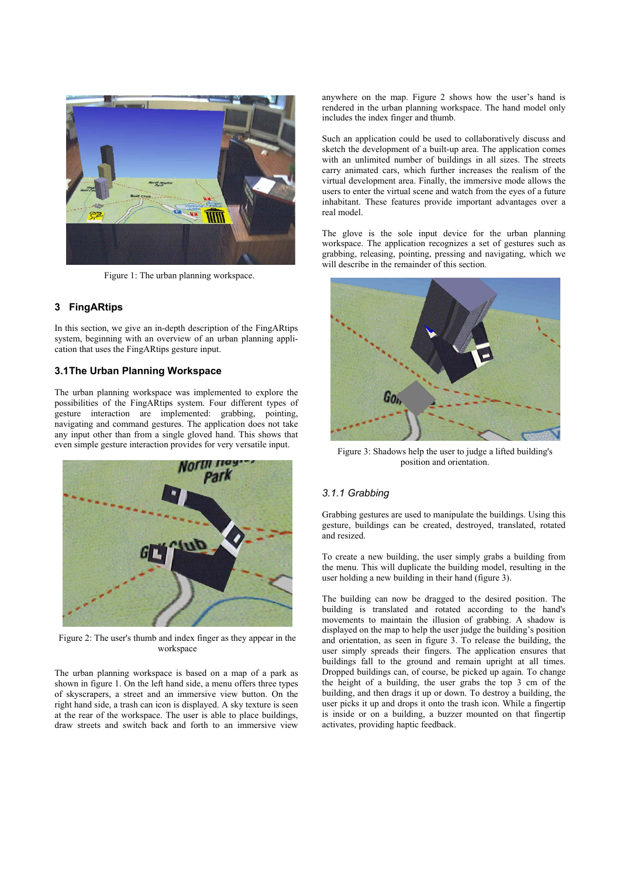Figure 1: The urban planning workspace.

## 3 FingARtips

In this section, we give an in-depth description of the FingARtips system, beginning with an overview of an urban planning application that uses the FingARtips gesture input.

### 3.1 The Urban Planning Workspace

The urban planning workspace was implemented to explore the possibilities of the FingARtips system. Four different types of gesture interaction are implemented: grabbing, pointing, navigating and command gestures. The application does not take any input other than from a single gloved hand. This shows that even simple gesture interaction provides for very versatile input.

Figure 2: The user's thumb and index finger as they appear in the workspace

The urban planning workspace is based on a map of a park as shown in figure 1. On the left hand side, a menu offers three types of skyscrapers, a street and an immersive view button. On the right hand side, a trash can icon is displayed. A sky texture is seen at the rear of the workspace. The user is able to place buildings, draw streets and switch back and forth to an immersive view anywhere on the map. Figure 2 shows how the user's hand is rendered in the urban planning workspace. The hand model only includes the index finger and thumb.

Such an application could be used to collaboratively discuss and sketch the development of a built-up area. The application comes with an unlimited number of buildings in all sizes. The streets carry animated cars, which further increases the realism of the virtual development area. Finally, the immersive mode allows the users to enter the virtual scene and watch from the eyes of a future inhabitant. These features provide important advantages over a real model.

The glove is the sole input device for the urban planning workspace. The application recognizes a set of gestures such as grabbing, releasing, pointing, pressing and navigating, which we will describe in the remainder of this section.

Figure 3: Shadows help the user to judge a lifted building's position and orientation.

#### *3.1.1 Grabbing*

Grabbing gestures are used to manipulate the buildings. Using this gesture, buildings can be created, destroyed, translated, rotated and resized.

To create a new building, the user simply grabs a building from the menu. This will duplicate the building model, resulting in the user holding a new building in their hand (figure 3).

The building can now be dragged to the desired position. The building is translated and rotated according to the hand's movements to maintain the illusion of grabbing. A shadow is displayed on the map to help the user judge the building's position and orientation. To release the building, the user simply spreads their fingers. The application ensures that buildings fall to the ground and remain upright at all times. Dropped buildings can, of course, be picked up again. To change the height of a building, the user grabs the top 3 cm of the building, and then drags it up or down. To destroy a building, the user picks it up and drops it onto the trash icon. While a fingertip is inside or on a building, a buzzer mounted on that fingertip activates, providing haptic feedback.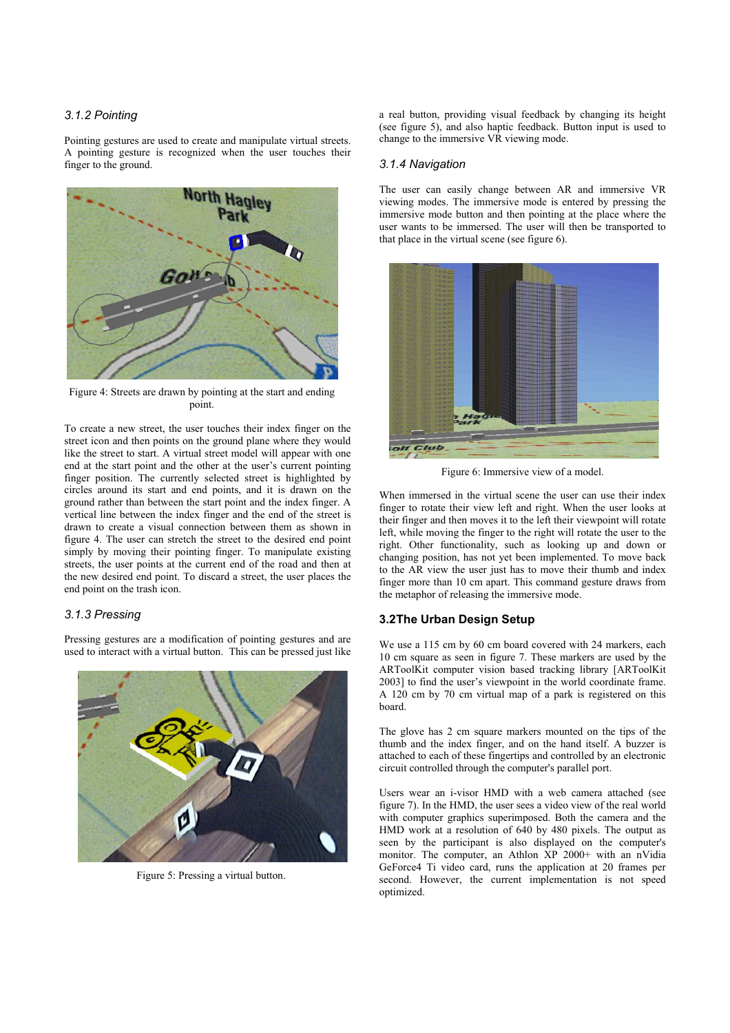### 3.1.2 Pointing

Pointing gestures are used to create and manipulate virtual streets. A pointing gesture is recognized when the user touches their finger to the ground.

Figure 4: Streets are drawn by pointing at the start and ending point.

To create a new street, the user touches their index finger on the street icon and then points on the ground plane where they would like the street to start. A virtual street model will appear with one end at the start point and the other at the user's current pointing finger position. The currently selected street is highlighted by circles around its start and end points, and it is drawn on the ground rather than between the start point and the index finger. A vertical line between the index finger and the end of the street is drawn to create a visual connection between them as shown in figure 4. The user can stretch the street to the desired end point simply by moving their pointing finger. To manipulate existing streets, the user points at the current end of the road and then at the new desired end point. To discard a street, the user places the end point on the trash icon.

### 3.1.3 Pressing

Pressing gestures are a modification of pointing gestures and are used to interact with a virtual button. This can be pressed just like a real button, providing visual feedback by changing its height (see figure 5), and also haptic feedback. Button input is used to change to the immersive VR viewing mode.

Figure 5: Pressing a virtual button.

### 3.1.4 Navigation

The user can easily change between AR and immersive VR viewing modes. The immersive mode is entered by pressing the immersive mode button and then pointing at the place where the user wants to be immersed. The user will then be transported to that place in the virtual scene (see figure 6).

Figure 6: Immersive view of a model.

When immersed in the virtual scene the user can use their index finger to rotate their view left and right. When the user looks at their finger and then moves it to the left their viewpoint will rotate left, while moving the finger to the right will rotate the user to the right. Other functionality, such as looking up and down or changing position, has not yet been implemented. To move back to the AR view the user just has to move their thumb and index finger more than 10 cm apart. This command gesture draws from the metaphor of releasing the immersive mode.

## 3.2 The Urban Design Setup

We use a 115 cm by 60 cm board covered with 24 markers, each 10 cm square as seen in figure 7. These markers are used by the ARToolKit computer vision based tracking library [ARToolKit 2003] to find the user's viewpoint in the world coordinate frame. A 120 cm by 70 cm virtual map of a park is registered on this board.

The glove has 2 cm square markers mounted on the tips of the thumb and the index finger, and on the hand itself. A buzzer is attached to each of these fingertips and controlled by an electronic circuit controlled through the computer's parallel port.

Users wear an i-visor HMD with a web camera attached (see figure 7). In the HMD, the user sees a video view of the real world with computer graphics superimposed. Both the camera and the HMD work at a resolution of 640 by 480 pixels. The output as seen by the participant is also displayed on the computer's monitor. The computer, an Athlon XP 2000+ with an nVidia GeForce4 Ti video card, runs the application at 20 frames per second. However, the current implementation is not speed optimized.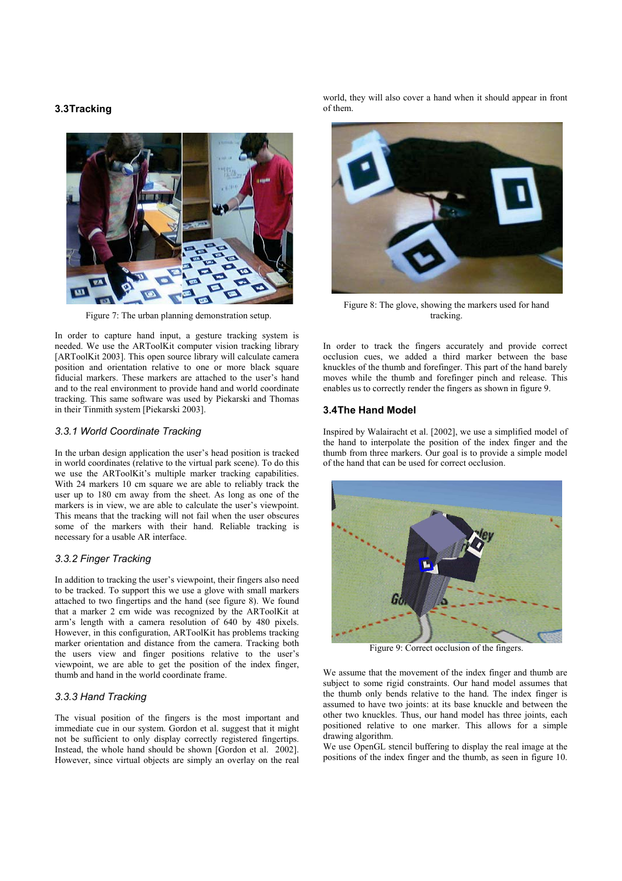## 3.3 Tracking

Figure 7: The urban planning demonstration setup.

In order to capture hand input, a gesture tracking system is needed. We use the ARToolKit computer vision tracking library [ARToolKit 2003]. This open source library will calculate camera position and orientation relative to one or more black square fiducial markers. These markers are attached to the user's hand and to the real environment to provide hand and world coordinate tracking. This same software was used by Piekarski and Thomas in their Tinmith system [Piekarski 2003].

### *3.3.1 World Coordinate Tracking*

In the urban design application the user's head position is tracked in world coordinates (relative to the virtual park scene). To do this we use the ARToolKit's multiple marker tracking capabilities. With 24 markers 10 cm square we are able to reliably track the user up to 180 cm away from the sheet. As long as one of the markers is in view, we are able to calculate the user's viewpoint. This means that the tracking will not fail when the user obscures some of the markers with their hand. Reliable tracking is necessary for a usable AR interface.

### *3.3.2 Finger Tracking*

In addition to tracking the user's viewpoint, their fingers also need to be tracked. To support this we use a glove with small markers attached to two fingertips and the hand (see figure 8). We found that a marker 2 cm wide was recognized by the ARToolKit at arm's length with a camera resolution of 640 by 480 pixels. However, in this configuration, ARToolKit has problems tracking marker orientation and distance from the camera. Tracking both the users view and finger positions relative to the user's viewpoint, we are able to get the position of the index finger, thumb and hand in the world coordinate frame.

### *3.3.3 Hand Tracking*

The visual position of the fingers is the most important and immediate cue in our system. Gordon et al. suggest that it might not be sufficient to only display correctly registered fingertips. Instead, the whole hand should be shown [Gordon et al. 2002]. However, since virtual objects are simply an overlay on the real world, they will also cover a hand when it should appear in front of them.

Figure 8: The glove, showing the markers used for hand tracking.

In order to track the fingers accurately and provide correct occlusion cues, we added a third marker between the base knuckles of the thumb and forefinger. This part of the hand barely moves while the thumb and forefinger pinch and release. This enables us to correctly render the fingers as shown in figure 9.

## 3.4 The Hand Model

Inspired by Walairacht et al. [2002], we use a simplified model of the hand to interpolate the position of the index finger and the thumb from three markers. Our goal is to provide a simple model of the hand that can be used for correct occlusion.

Figure 9: Correct occlusion of the fingers.

We assume that the movement of the index finger and thumb are subject to some rigid constraints. Our hand model assumes that the thumb only bends relative to the hand. The index finger is assumed to have two joints: at its base knuckle and between the other two knuckles. Thus, our hand model has three joints, each positioned relative to one marker. This allows for a simple drawing algorithm.

We use OpenGL stencil buffering to display the real image at the positions of the index finger and the thumb, as seen in figure 10.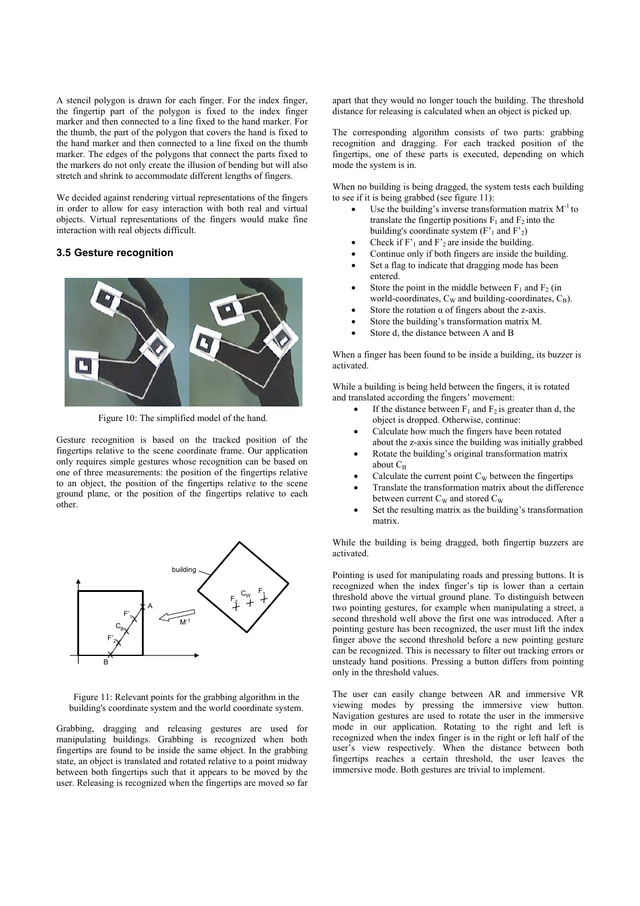A stencil polygon is drawn for each finger. For the index finger, the fingertip part of the polygon is fixed to the index finger marker and then connected to a line fixed to the hand marker. For the thumb, the part of the polygon that covers the hand is fixed to the hand marker and then connected to a line fixed on the thumb marker. The edges of the polygons that connect the parts fixed to the markers do not only create the illusion of bending but will also stretch and shrink to accommodate different lengths of fingers.

We decided against rendering virtual representations of the fingers in order to allow for easy interaction with both real and virtual objects. Virtual representations of the fingers would make fine interaction with real objects difficult.

### 3.5 Gesture recognition

Figure 10: The simplified model of the hand.

Gesture recognition is based on the tracked position of the fingertips relative to the scene coordinate frame. Our application only requires simple gestures whose recognition can be based on one of three measurements: the position of the fingertips relative to an object, the position of the fingertips relative to the scene ground plane, or the position of the fingertips relative to each other.

Figure 11: Relevant points for the grabbing algorithm in the building's coordinate system and the world coordinate system.

Grabbing, dragging and releasing gestures are used for manipulating buildings. Grabbing is recognized when both fingertips are found to be inside the same object. In the grabbing state, an object is translated and rotated relative to a point midway between both fingertips such that it appears to be moved by the user. Releasing is recognized when the fingertips are moved so far apart that they would no longer touch the building. The threshold distance for releasing is calculated when an object is picked up.

The corresponding algorithm consists of two parts: grabbing recognition and dragging. For each tracked position of the fingertips, one of these parts is executed, depending on which mode the system is in.

When no building is being dragged, the system tests each building to see if it is being grabbed (see figure 11):

- Use the building's inverse transformation matrix $M^{-1}$ to translate the fingertip positions $F_1$ and $F_2$ into the building's coordinate system ($F'_1$ and $F'_2$)
- Check if $F'_1$ and $F'_2$ are inside the building.
- Continue only if both fingers are inside the building.
- Set a flag to indicate that dragging mode has been entered.
- Store the point in the middle between $F_1$ and $F_2$ (in world-coordinates, $C_W$ and building-coordinates, $C_B$).
- Store the rotation α of fingers about the z-axis.
- Store the building's transformation matrix M.
- Store d, the distance between A and B

When a finger has been found to be inside a building, its buzzer is activated.

While a building is being held between the fingers, it is rotated and translated according the fingers' movement:

- If the distance between $F_1$ and $F_2$ is greater than d, the object is dropped. Otherwise, continue:
- Calculate how much the fingers have been rotated about the z-axis since the building was initially grabbed
- Rotate the building's original transformation matrix about $C_B$
- Calculate the current point $C_W$ between the fingertips
- Translate the transformation matrix about the difference between current $C_W$ and stored $C_W$
- Set the resulting matrix as the building's transformation matrix.

While the building is being dragged, both fingertip buzzers are activated.

Pointing is used for manipulating roads and pressing buttons. It is recognized when the index finger's tip is lower than a certain threshold above the virtual ground plane. To distinguish between two pointing gestures, for example when manipulating a street, a second threshold well above the first one was introduced. After a pointing gesture has been recognized, the user must lift the index finger above the second threshold before a new pointing gesture can be recognized. This is necessary to filter out tracking errors or unsteady hand positions. Pressing a button differs from pointing only in the threshold values.

The user can easily change between AR and immersive VR viewing modes by pressing the immersive view button. Navigation gestures are used to rotate the user in the immersive mode in our application. Rotating to the right and left is recognized when the index finger is in the right or left half of the user's view respectively. When the distance between both fingertips reaches a certain threshold, the user leaves the immersive mode. Both gestures are trivial to implement.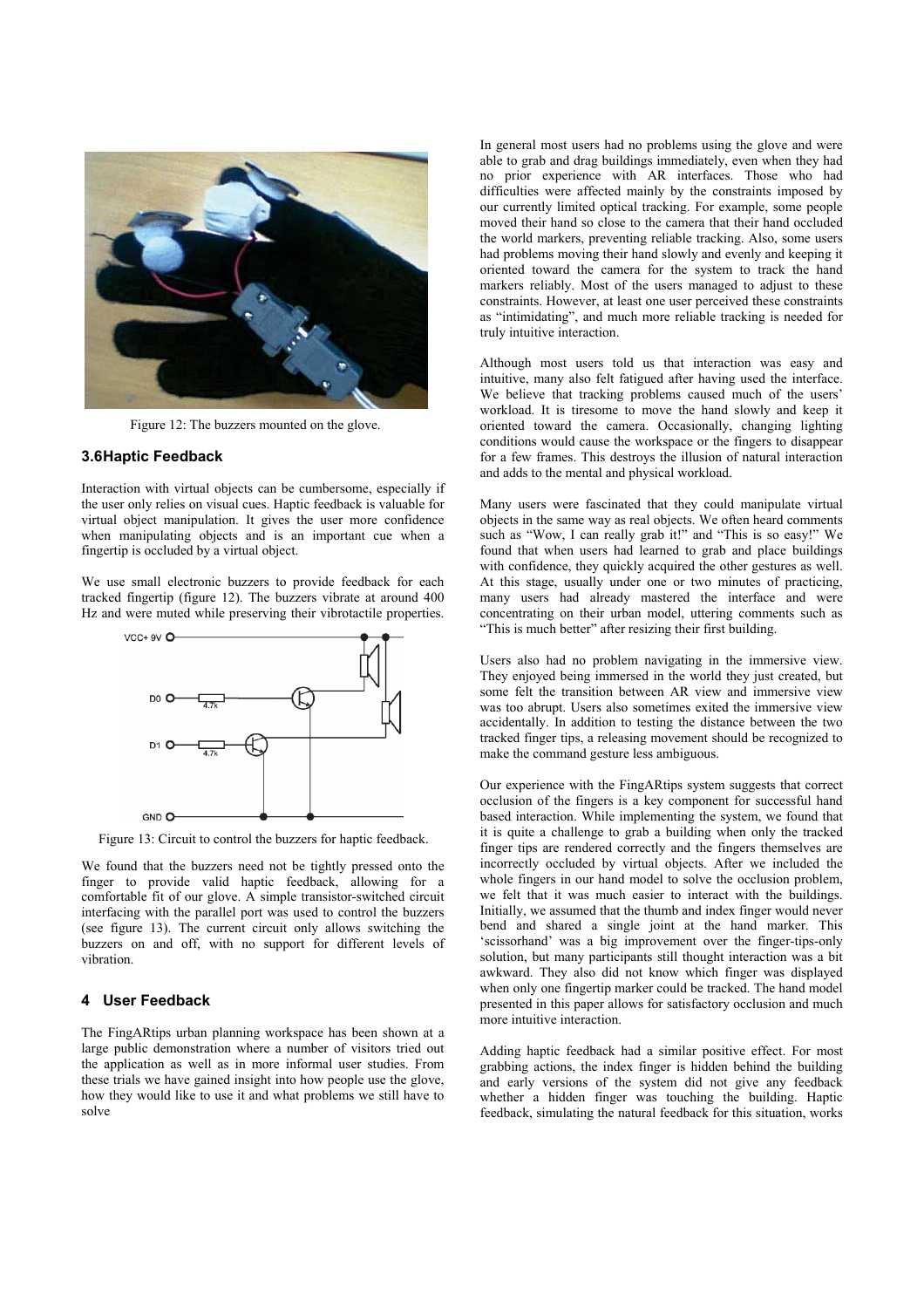Figure 12: The buzzers mounted on the glove.

### 3.6 Haptic Feedback

Interaction with virtual objects can be cumbersome, especially if the user only relies on visual cues. Haptic feedback is valuable for virtual object manipulation. It gives the user more confidence when manipulating objects and is an important cue when a fingertip is occluded by a virtual object.

We use small electronic buzzers to provide feedback for each tracked fingertip (figure 12). The buzzers vibrate at around 400 Hz and were muted while preserving their vibrotactile properties.

Figure 13: Circuit to control the buzzers for haptic feedback.

We found that the buzzers need not be tightly pressed onto the finger to provide valid haptic feedback, allowing for a comfortable fit of our glove. A simple transistor-switched circuit interfacing with the parallel port was used to control the buzzers (see figure 13). The current circuit only allows switching the buzzers on and off, with no support for different levels of vibration.

## 4 User Feedback

The FingARtips urban planning workspace has been shown at a large public demonstration where a number of visitors tried out the application as well as in more informal user studies. From these trials we have gained insight into how people use the glove, how they would like to use it and what problems we still have to solve

In general most users had no problems using the glove and were able to grab and drag buildings immediately, even when they had no prior experience with AR interfaces. Those who had difficulties were affected mainly by the constraints imposed by our currently limited optical tracking. For example, some people moved their hand so close to the camera that their hand occluded the world markers, preventing reliable tracking. Also, some users had problems moving their hand slowly and evenly and keeping it oriented toward the camera for the system to track the hand markers reliably. Most of the users managed to adjust to these constraints. However, at least one user perceived these constraints as "intimidating", and much more reliable tracking is needed for truly intuitive interaction.

Although most users told us that interaction was easy and intuitive, many also felt fatigued after having used the interface. We believe that tracking problems caused much of the users' workload. It is tiresome to move the hand slowly and keep it oriented toward the camera. Occasionally, changing lighting conditions would cause the workspace or the fingers to disappear for a few frames. This destroys the illusion of natural interaction and adds to the mental and physical workload.

Many users were fascinated that they could manipulate virtual objects in the same way as real objects. We often heard comments such as "Wow, I can really grab it!" and "This is so easy!" We found that when users had learned to grab and place buildings with confidence, they quickly acquired the other gestures as well. At this stage, usually under one or two minutes of practicing, many users had already mastered the interface and were concentrating on their urban model, uttering comments such as "This is much better" after resizing their first building.

Users also had no problem navigating in the immersive view. They enjoyed being immersed in the world they just created, but some felt the transition between AR view and immersive view was too abrupt. Users also sometimes exited the immersive view accidentally. In addition to testing the distance between the two tracked finger tips, a releasing movement should be recognized to make the command gesture less ambiguous.

Our experience with the FingARtips system suggests that correct occlusion of the fingers is a key component for successful hand based interaction. While implementing the system, we found that it is quite a challenge to grab a building when only the tracked finger tips are rendered correctly and the fingers themselves are incorrectly occluded by virtual objects. After we included the whole fingers in our hand model to solve the occlusion problem, we felt that it was much easier to interact with the buildings. Initially, we assumed that the thumb and index finger would never bend and shared a single joint at the hand marker. This 'scissorhand' was a big improvement over the finger-tips-only solution, but many participants still thought interaction was a bit awkward. They also did not know which finger was displayed when only one fingertip marker could be tracked. The hand model presented in this paper allows for satisfactory occlusion and much more intuitive interaction.

Adding haptic feedback had a similar positive effect. For most grabbing actions, the index finger is hidden behind the building and early versions of the system did not give any feedback whether a hidden finger was touching the building. Haptic feedback, simulating the natural feedback for this situation, works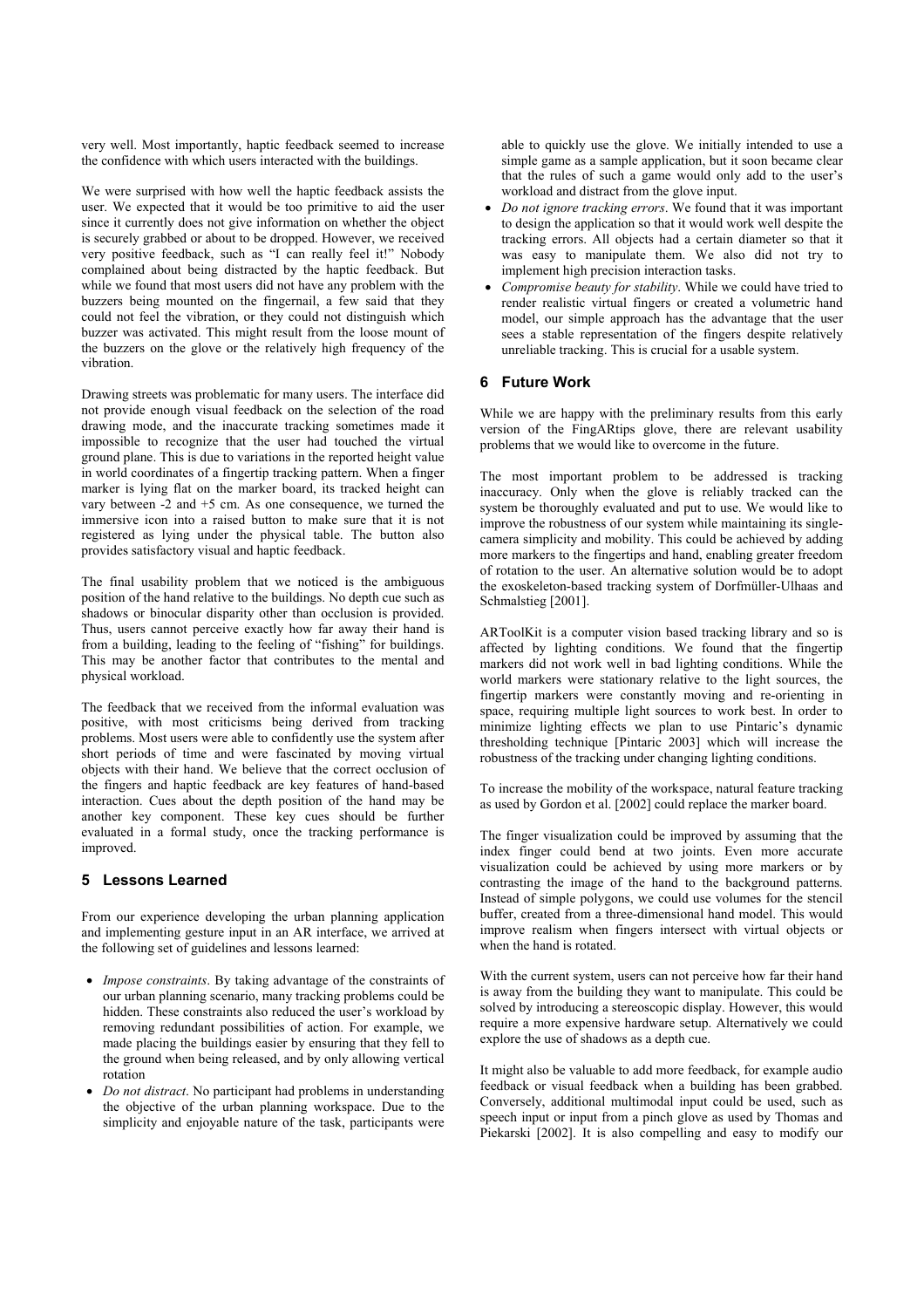very well. Most importantly, haptic feedback seemed to increase the confidence with which users interacted with the buildings.

We were surprised with how well the haptic feedback assists the user. We expected that it would be too primitive to aid the user since it currently does not give information on whether the object is securely grabbed or about to be dropped. However, we received very positive feedback, such as "I can really feel it!" Nobody complained about being distracted by the haptic feedback. But while we found that most users did not have any problem with the buzzers being mounted on the fingernail, a few said that they could not feel the vibration, or they could not distinguish which buzzer was activated. This might result from the loose mount of the buzzers on the glove or the relatively high frequency of the vibration.

Drawing streets was problematic for many users. The interface did not provide enough visual feedback on the selection of the road drawing mode, and the inaccurate tracking sometimes made it impossible to recognize that the user had touched the virtual ground plane. This is due to variations in the reported height value in world coordinates of a fingertip tracking pattern. When a finger marker is lying flat on the marker board, its tracked height can vary between -2 and +5 cm. As one consequence, we turned the immersive icon into a raised button to make sure that it is not registered as lying under the physical table. The button also provides satisfactory visual and haptic feedback.

The final usability problem that we noticed is the ambiguous position of the hand relative to the buildings. No depth cue such as shadows or binocular disparity other than occlusion is provided. Thus, users cannot perceive exactly how far away their hand is from a building, leading to the feeling of "fishing" for buildings. This may be another factor that contributes to the mental and physical workload.

The feedback that we received from the informal evaluation was positive, with most criticisms being derived from tracking problems. Most users were able to confidently use the system after short periods of time and were fascinated by moving virtual objects with their hand. We believe that the correct occlusion of the fingers and haptic feedback are key features of hand-based interaction. Cues about the depth position of the hand may be another key component. These key cues should be further evaluated in a formal study, once the tracking performance is improved.

## 5 Lessons Learned

From our experience developing the urban planning application and implementing gesture input in an AR interface, we arrived at the following set of guidelines and lessons learned:

- *Impose constraints*. By taking advantage of the constraints of our urban planning scenario, many tracking problems could be hidden. These constraints also reduced the user's workload by removing redundant possibilities of action. For example, we made placing the buildings easier by ensuring that they fell to the ground when being released, and by only allowing vertical rotation
- *Do not distract*. No participant had problems in understanding the objective of the urban planning workspace. Due to the simplicity and enjoyable nature of the task, participants were able to quickly use the glove. We initially intended to use a simple game as a sample application, but it soon became clear that the rules of such a game would only add to the user's workload and distract from the glove input.
- *Do not ignore tracking errors*. We found that it was important to design the application so that it would work well despite the tracking errors. All objects had a certain diameter so that it was easy to manipulate them. We also did not try to implement high precision interaction tasks.
- *Compromise beauty for stability*. While we could have tried to render realistic virtual fingers or created a volumetric hand model, our simple approach has the advantage that the user sees a stable representation of the fingers despite relatively unreliable tracking. This is crucial for a usable system.

## 6 Future Work

While we are happy with the preliminary results from this early version of the FingARtips glove, there are relevant usability problems that we would like to overcome in the future.

The most important problem to be addressed is tracking inaccuracy. Only when the glove is reliably tracked can the system be thoroughly evaluated and put to use. We would like to improve the robustness of our system while maintaining its single-camera simplicity and mobility. This could be achieved by adding more markers to the fingertips and hand, enabling greater freedom of rotation to the user. An alternative solution would be to adopt the exoskeleton-based tracking system of Dorfmüller-Ulhaas and Schmalstieg [2001].

ARToolKit is a computer vision based tracking library and so is affected by lighting conditions. We found that the fingertip markers did not work well in bad lighting conditions. While the world markers were stationary relative to the light sources, the fingertip markers were constantly moving and re-orienting in space, requiring multiple light sources to work best. In order to minimize lighting effects we plan to use Pintaric's dynamic thresholding technique [Pintaric 2003] which will increase the robustness of the tracking under changing lighting conditions.

To increase the mobility of the workspace, natural feature tracking as used by Gordon et al. [2002] could replace the marker board.

The finger visualization could be improved by assuming that the index finger could bend at two joints. Even more accurate visualization could be achieved by using more markers or by contrasting the image of the hand to the background patterns. Instead of simple polygons, we could use volumes for the stencil buffer, created from a three-dimensional hand model. This would improve realism when fingers intersect with virtual objects or when the hand is rotated.

With the current system, users can not perceive how far their hand is away from the building they want to manipulate. This could be solved by introducing a stereoscopic display. However, this would require a more expensive hardware setup. Alternatively we could explore the use of shadows as a depth cue.

It might also be valuable to add more feedback, for example audio feedback or visual feedback when a building has been grabbed. Conversely, additional multimodal input could be used, such as speech input or input from a pinch glove as used by Thomas and Piekarski [2002]. It is also compelling and easy to modify our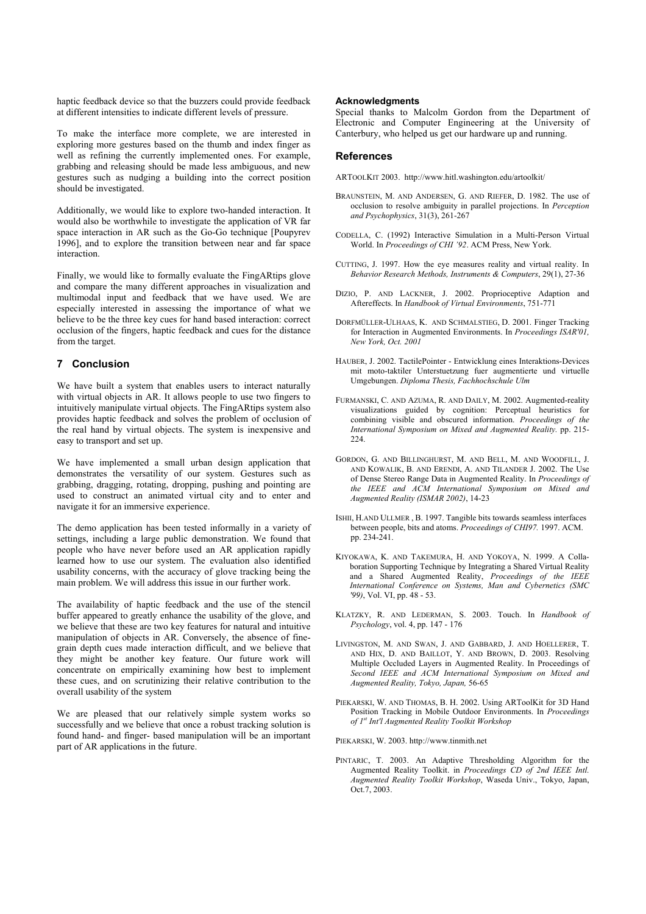haptic feedback device so that the buzzers could provide feedback at different intensities to indicate different levels of pressure.

To make the interface more complete, we are interested in exploring more gestures based on the thumb and index finger as well as refining the currently implemented ones. For example, grabbing and releasing should be made less ambiguous, and new gestures such as nudging a building into the correct position should be investigated.

Additionally, we would like to explore two-handed interaction. It would also be worthwhile to investigate the application of VR far space interaction in AR such as the Go-Go technique [Poupyrev 1996], and to explore the transition between near and far space interaction.

Finally, we would like to formally evaluate the FingARtips glove and compare the many different approaches in visualization and multimodal input and feedback that we have used. We are especially interested in assessing the importance of what we believe to be the three key cues for hand based interaction: correct occlusion of the fingers, haptic feedback and cues for the distance from the target.

## 7 Conclusion

We have built a system that enables users to interact naturally with virtual objects in AR. It allows people to use two fingers to intuitively manipulate virtual objects. The FingARtips system also provides haptic feedback and solves the problem of occlusion of the real hand by virtual objects. The system is inexpensive and easy to transport and set up.

We have implemented a small urban design application that demonstrates the versatility of our system. Gestures such as grabbing, dragging, rotating, dropping, pushing and pointing are used to construct an animated virtual city and to enter and navigate it for an immersive experience.

The demo application has been tested informally in a variety of settings, including a large public demonstration. We found that people who have never before used an AR application rapidly learned how to use our system. The evaluation also identified usability concerns, with the accuracy of glove tracking being the main problem. We will address this issue in our further work.

The availability of haptic feedback and the use of the stencil buffer appeared to greatly enhance the usability of the glove, and we believe that these are two key features for natural and intuitive manipulation of objects in AR. Conversely, the absence of fine-grain depth cues made interaction difficult, and we believe that they might be another key feature. Our future work will concentrate on empirically examining how best to implement these cues, and on scrutinizing their relative contribution to the overall usability of the system

We are pleased that our relatively simple system works so successfully and we believe that once a robust tracking solution is found hand- and finger- based manipulation will be an important part of AR applications in the future.

### Acknowledgments

Special thanks to Malcolm Gordon from the Department of Electronic and Computer Engineering at the University of Canterbury, who helped us get our hardware up and running.

## References

ARTOOLKIT 2003. http://www.hitl.washington.edu/artoolkit/

BRAUNSTEIN, M. AND ANDERSEN, G. AND RIEFER, D. 1982. The use of occlusion to resolve ambiguity in parallel projections. In *Perception and Psychophysics*, 31(3), 261-267

CODELLA, C. (1992) Interactive Simulation in a Multi-Person Virtual World. In *Proceedings of CHI '92*. ACM Press, New York.

CUTTING, J. 1997. How the eye measures reality and virtual reality. In *Behavior Research Methods, Instruments & Computers*, 29(1), 27-36

DIZIO, P. AND LACKNER, J. 2002. Proprioceptive Adaption and Aftereffects. In *Handbook of Virtual Environments*, 751-771

DORFMÜLLER-ULHAAS, K. AND SCHMALSTIEG, D. 2001. Finger Tracking for Interaction in Augmented Environments. In *Proceedings ISAR'01, New York, Oct. 2001*

HAUBER, J. 2002. TactilePointer - Entwicklung eines Interaktions-Devices mit moto-taktiler Unterstuetzung fuer augmentierte und virtuelle Umgebungen. *Diploma Thesis, Fachhochschule Ulm*

FURMANSKI, C. AND AZUMA, R. AND DAILY, M. 2002. Augmented-reality visualizations guided by cognition: Perceptual heuristics for combining visible and obscured information. *Proceedings of the International Symposium on Mixed and Augmented Reality.* pp. 215-224.

GORDON, G. AND BILLINGHURST, M. AND BELL, M. AND WOODFILL, J. AND KOWALIK, B. AND ERENDI, A. AND TILANDER J. 2002. The Use of Dense Stereo Range Data in Augmented Reality. In *Proceedings of the IEEE and ACM International Symposium on Mixed and Augmented Reality (ISMAR 2002)*, 14-23

ISHII, H.AND ULLMER , B. 1997. Tangible bits towards seamless interfaces between people, bits and atoms. *Proceedings of CHI97.* 1997. ACM. pp. 234-241.

KIYOKAWA, K. AND TAKEMURA, H. AND YOKOYA, N. 1999. A Collaboration Supporting Technique by Integrating a Shared Virtual Reality and a Shared Augmented Reality, *Proceedings of the IEEE International Conference on Systems, Man and Cybernetics (SMC '99)*, Vol. VI, pp. 48 - 53.

KLATZKY, R. AND LEDERMAN, S. 2003. Touch. In *Handbook of Psychology*, vol. 4, pp. 147 - 176

LIVINGSTON, M. AND SWAN, J. AND GABBARD, J. AND HOELLERER, T. AND HIX, D. AND BAILLOT, Y. AND BROWN, D. 2003. Resolving Multiple Occluded Layers in Augmented Reality. In Proceedings of *Second IEEE and ACM International Symposium on Mixed and Augmented Reality, Tokyo, Japan,* 56-65

PIEKARSKI, W. AND THOMAS, B. H. 2002. Using ARToolKit for 3D Hand Position Tracking in Mobile Outdoor Environments. In *Proceedings of 1st Int'l Augmented Reality Toolkit Workshop*

PIEKARSKI, W. 2003. http://www.tinmith.net

PINTARIC, T. 2003. An Adaptive Thresholding Algorithm for the Augmented Reality Toolkit. in *Proceedings CD of 2nd IEEE Intl. Augmented Reality Toolkit Workshop*, Waseda Univ., Tokyo, Japan, Oct.7, 2003.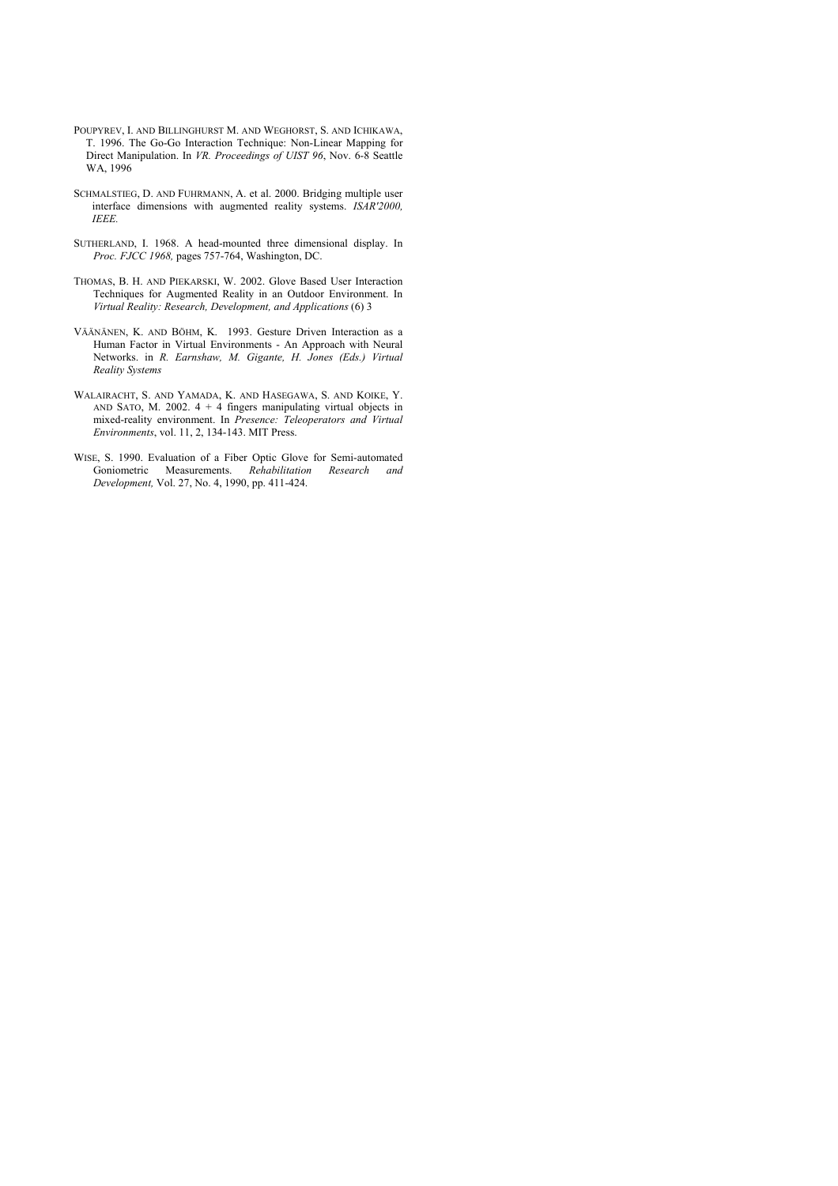POUPYREV, I. AND BILLINGHURST M. AND WEGHORST, S. AND ICHIKAWA, T. 1996. The Go-Go Interaction Technique: Non-Linear Mapping for Direct Manipulation. In *VR. Proceedings of UIST 96*, Nov. 6-8 Seattle WA, 1996

SCHMALSTIEG, D. AND FUHRMANN, A. et al. 2000. Bridging multiple user interface dimensions with augmented reality systems. *ISAR'2000, IEEE.*

SUTHERLAND, I. 1968. A head-mounted three dimensional display. In *Proc. FJCC 1968,* pages 757-764, Washington, DC.

THOMAS, B. H. AND PIEKARSKI, W. 2002. Glove Based User Interaction Techniques for Augmented Reality in an Outdoor Environment. In *Virtual Reality: Research, Development, and Applications* (6) 3

VÄÄNÄNEN, K. AND BÖHM, K. 1993. Gesture Driven Interaction as a Human Factor in Virtual Environments - An Approach with Neural Networks. in *R. Earnshaw, M. Gigante, H. Jones (Eds.) Virtual Reality Systems*

WALAIRACHT, S. AND YAMADA, K. AND HASEGAWA, S. AND KOIKE, Y. AND SATO, M. 2002. 4 + 4 fingers manipulating virtual objects in mixed-reality environment. In *Presence: Teleoperators and Virtual Environments*, vol. 11, 2, 134-143. MIT Press.

WISE, S. 1990. Evaluation of a Fiber Optic Glove for Semi-automated Goniometric Measurements. *Rehabilitation Research and Development,* Vol. 27, No. 4, 1990, pp. 411-424.